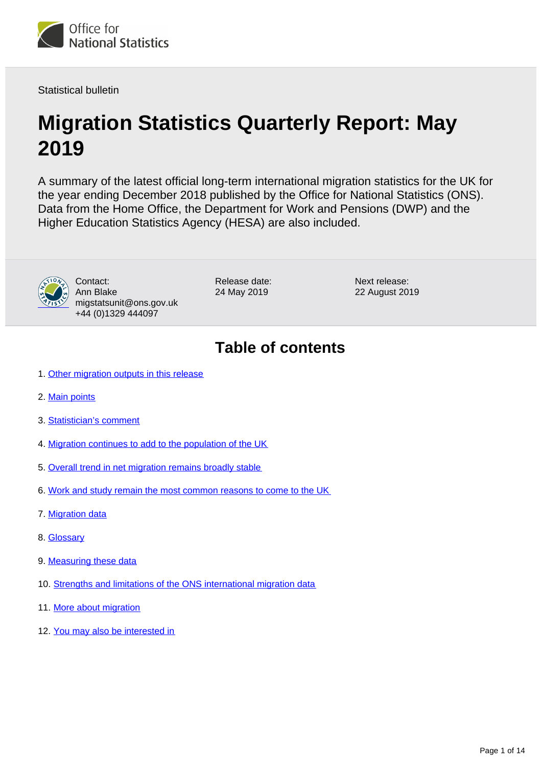Office for National Statistics

Statistical bulletin

# Migration Statistics Quarterly Report: May 2019

A summary of the latest official long-term international migration statistics for the UK for the year ending December 2018 published by the Office for National Statistics (ONS). Data from the Home Office, the Department for Work and Pensions (DWP) and the Higher Education Statistics Agency (HESA) are also included.

Contact:
Ann Blake
migstatsunit@ons.gov.uk
+44 (0)1329 444097

Release date:
24 May 2019

Next release:
22 August 2019

## Table of contents

1. Other migration outputs in this release
2. Main points
3. Statistician's comment
4. Migration continues to add to the population of the UK
5. Overall trend in net migration remains broadly stable
6. Work and study remain the most common reasons to come to the UK
7. Migration data
8. Glossary
9. Measuring these data
10. Strengths and limitations of the ONS international migration data
11. More about migration
12. You may also be interested in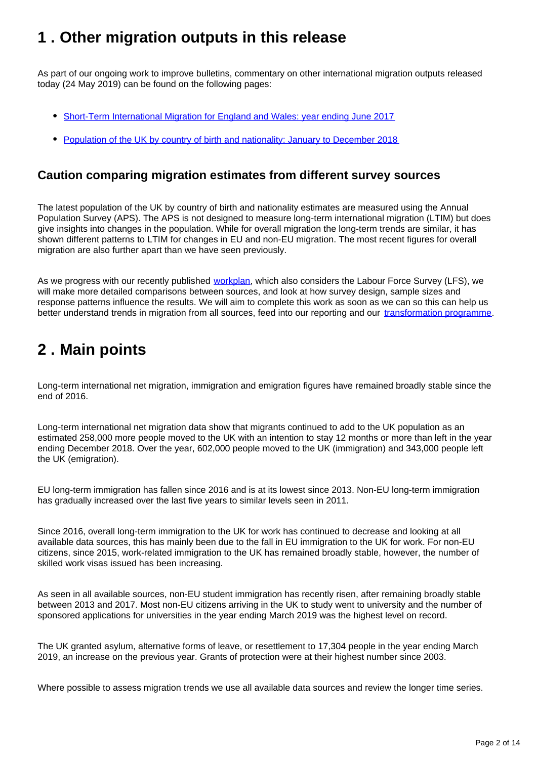## 1 . Other migration outputs in this release

As part of our ongoing work to improve bulletins, commentary on other international migration outputs released today (24 May 2019) can be found on the following pages:

- [Short-Term International Migration for England and Wales: year ending June 2017](#)
- [Population of the UK by country of birth and nationality: January to December 2018](#)

### Caution comparing migration estimates from different survey sources

The latest population of the UK by country of birth and nationality estimates are measured using the Annual Population Survey (APS). The APS is not designed to measure long-term international migration (LTIM) but does give insights into changes in the population. While for overall migration the long-term trends are similar, it has shown different patterns to LTIM for changes in EU and non-EU migration. The most recent figures for overall migration are also further apart than we have seen previously.

As we progress with our recently published [workplan](#), which also considers the Labour Force Survey (LFS), we will make more detailed comparisons between sources, and look at how survey design, sample sizes and response patterns influence the results. We will aim to complete this work as soon as we can so this can help us better understand trends in migration from all sources, feed into our reporting and our [transformation programme](#).

## 2 . Main points

Long-term international net migration, immigration and emigration figures have remained broadly stable since the end of 2016.

Long-term international net migration data show that migrants continued to add to the UK population as an estimated 258,000 more people moved to the UK with an intention to stay 12 months or more than left in the year ending December 2018. Over the year, 602,000 people moved to the UK (immigration) and 343,000 people left the UK (emigration).

EU long-term immigration has fallen since 2016 and is at its lowest since 2013. Non-EU long-term immigration has gradually increased over the last five years to similar levels seen in 2011.

Since 2016, overall long-term immigration to the UK for work has continued to decrease and looking at all available data sources, this has mainly been due to the fall in EU immigration to the UK for work. For non-EU citizens, since 2015, work-related immigration to the UK has remained broadly stable, however, the number of skilled work visas issued has been increasing.

As seen in all available sources, non-EU student immigration has recently risen, after remaining broadly stable between 2013 and 2017. Most non-EU citizens arriving in the UK to study went to university and the number of sponsored applications for universities in the year ending March 2019 was the highest level on record.

The UK granted asylum, alternative forms of leave, or resettlement to 17,304 people in the year ending March 2019, an increase on the previous year. Grants of protection were at their highest number since 2003.

Where possible to assess migration trends we use all available data sources and review the longer time series.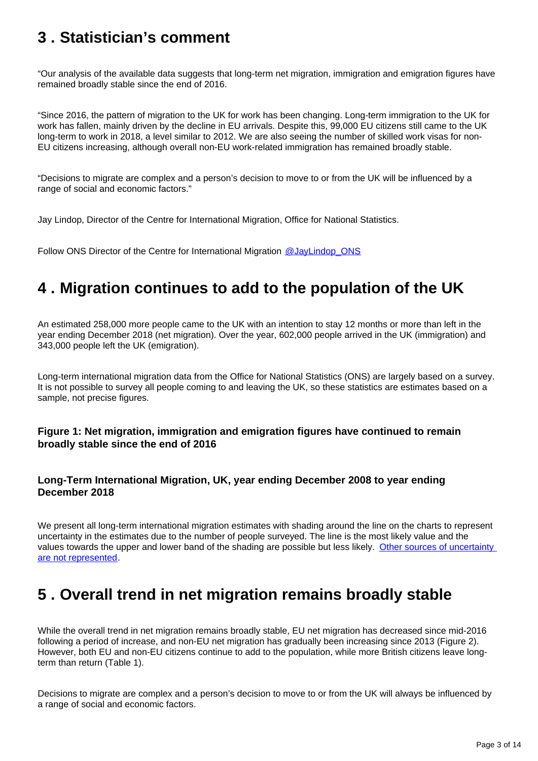## 3 . Statistician's comment

"Our analysis of the available data suggests that long-term net migration, immigration and emigration figures have remained broadly stable since the end of 2016.

"Since 2016, the pattern of migration to the UK for work has been changing. Long-term immigration to the UK for work has fallen, mainly driven by the decline in EU arrivals. Despite this, 99,000 EU citizens still came to the UK long-term to work in 2018, a level similar to 2012. We are also seeing the number of skilled work visas for non-EU citizens increasing, although overall non-EU work-related immigration has remained broadly stable.

"Decisions to migrate are complex and a person's decision to move to or from the UK will be influenced by a range of social and economic factors."

Jay Lindop, Director of the Centre for International Migration, Office for National Statistics.

Follow ONS Director of the Centre for International Migration @JayLindop_ONS

## 4 . Migration continues to add to the population of the UK

An estimated 258,000 more people came to the UK with an intention to stay 12 months or more than left in the year ending December 2018 (net migration). Over the year, 602,000 people arrived in the UK (immigration) and 343,000 people left the UK (emigration).

Long-term international migration data from the Office for National Statistics (ONS) are largely based on a survey. It is not possible to survey all people coming to and leaving the UK, so these statistics are estimates based on a sample, not precise figures.

### Figure 1: Net migration, immigration and emigration figures have continued to remain broadly stable since the end of 2016

### Long-Term International Migration, UK, year ending December 2008 to year ending December 2018

We present all long-term international migration estimates with shading around the line on the charts to represent uncertainty in the estimates due to the number of people surveyed. The line is the most likely value and the values towards the upper and lower band of the shading are possible but less likely. Other sources of uncertainty are not represented.

## 5 . Overall trend in net migration remains broadly stable

While the overall trend in net migration remains broadly stable, EU net migration has decreased since mid-2016 following a period of increase, and non-EU net migration has gradually been increasing since 2013 (Figure 2). However, both EU and non-EU citizens continue to add to the population, while more British citizens leave long-term than return (Table 1).

Decisions to migrate are complex and a person's decision to move to or from the UK will always be influenced by a range of social and economic factors.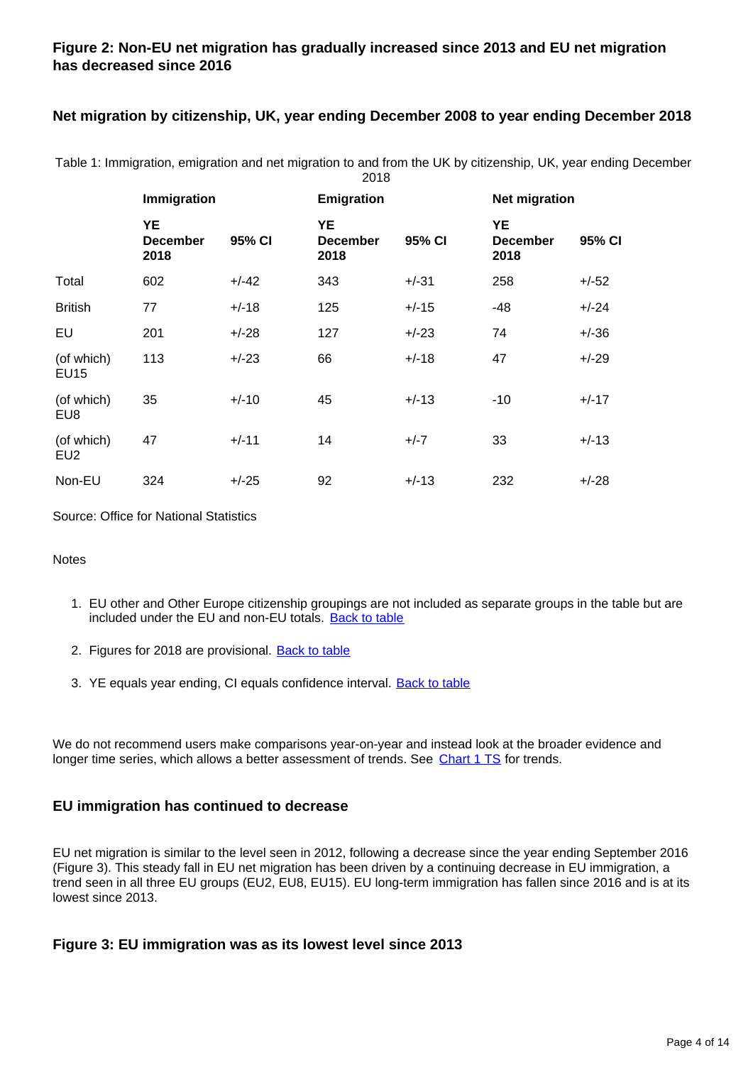### Figure 2: Non-EU net migration has gradually increased since 2013 and EU net migration has decreased since 2016

### Net migration by citizenship, UK, year ending December 2008 to year ending December 2018

Table 1: Immigration, emigration and net migration to and from the UK by citizenship, UK, year ending December 2018

| | Immigration | | Emigration | | Net migration | |
|---|---|---|---|---|---|---|
| | **YE December 2018** | **95% CI** | **YE December 2018** | **95% CI** | **YE December 2018** | **95% CI** |
| Total | 602 | +/-42 | 343 | +/-31 | 258 | +/-52 |
| British | 77 | +/-18 | 125 | +/-15 | -48 | +/-24 |
| EU | 201 | +/-28 | 127 | +/-23 | 74 | +/-36 |
| (of which) EU15 | 113 | +/-23 | 66 | +/-18 | 47 | +/-29 |
| (of which) EU8 | 35 | +/-10 | 45 | +/-13 | -10 | +/-17 |
| (of which) EU2 | 47 | +/-11 | 14 | +/-7 | 33 | +/-13 |
| Non-EU | 324 | +/-25 | 92 | +/-13 | 232 | +/-28 |

Source: Office for National Statistics

Notes

1. EU other and Other Europe citizenship groupings are not included as separate groups in the table but are included under the EU and non-EU totals. Back to table
2. Figures for 2018 are provisional. Back to table
3. YE equals year ending, CI equals confidence interval. Back to table

We do not recommend users make comparisons year-on-year and instead look at the broader evidence and longer time series, which allows a better assessment of trends. See Chart 1 TS for trends.

### EU immigration has continued to decrease

EU net migration is similar to the level seen in 2012, following a decrease since the year ending September 2016 (Figure 3). This steady fall in EU net migration has been driven by a continuing decrease in EU immigration, a trend seen in all three EU groups (EU2, EU8, EU15). EU long-term immigration has fallen since 2016 and is at its lowest since 2013.

### Figure 3: EU immigration was as its lowest level since 2013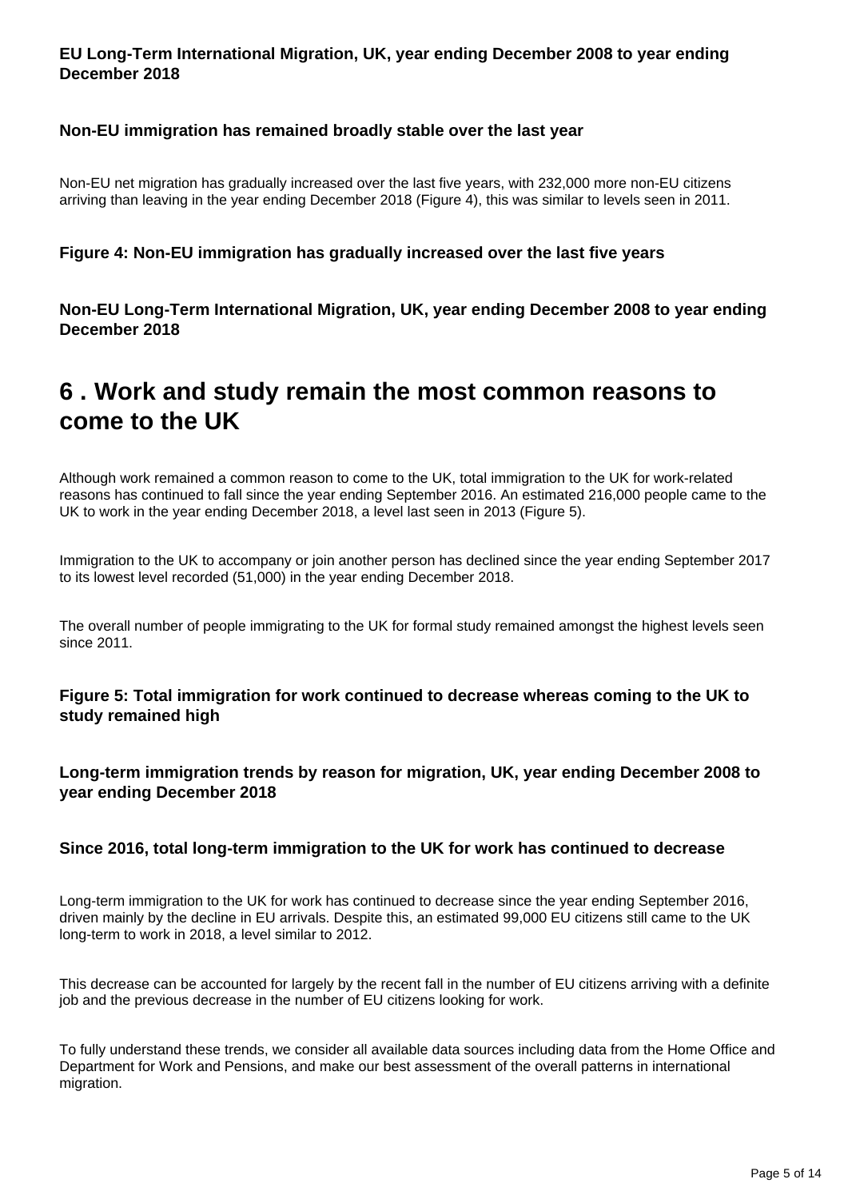**EU Long-Term International Migration, UK, year ending December 2008 to year ending December 2018**

### Non-EU immigration has remained broadly stable over the last year

Non-EU net migration has gradually increased over the last five years, with 232,000 more non-EU citizens arriving than leaving in the year ending December 2018 (Figure 4), this was similar to levels seen in 2011.

**Figure 4: Non-EU immigration has gradually increased over the last five years**

**Non-EU Long-Term International Migration, UK, year ending December 2008 to year ending December 2018**

## 6 . Work and study remain the most common reasons to come to the UK

Although work remained a common reason to come to the UK, total immigration to the UK for work-related reasons has continued to fall since the year ending September 2016. An estimated 216,000 people came to the UK to work in the year ending December 2018, a level last seen in 2013 (Figure 5).

Immigration to the UK to accompany or join another person has declined since the year ending September 2017 to its lowest level recorded (51,000) in the year ending December 2018.

The overall number of people immigrating to the UK for formal study remained amongst the highest levels seen since 2011.

**Figure 5: Total immigration for work continued to decrease whereas coming to the UK to study remained high**

**Long-term immigration trends by reason for migration, UK, year ending December 2008 to year ending December 2018**

### Since 2016, total long-term immigration to the UK for work has continued to decrease

Long-term immigration to the UK for work has continued to decrease since the year ending September 2016, driven mainly by the decline in EU arrivals. Despite this, an estimated 99,000 EU citizens still came to the UK long-term to work in 2018, a level similar to 2012.

This decrease can be accounted for largely by the recent fall in the number of EU citizens arriving with a definite job and the previous decrease in the number of EU citizens looking for work.

To fully understand these trends, we consider all available data sources including data from the Home Office and Department for Work and Pensions, and make our best assessment of the overall patterns in international migration.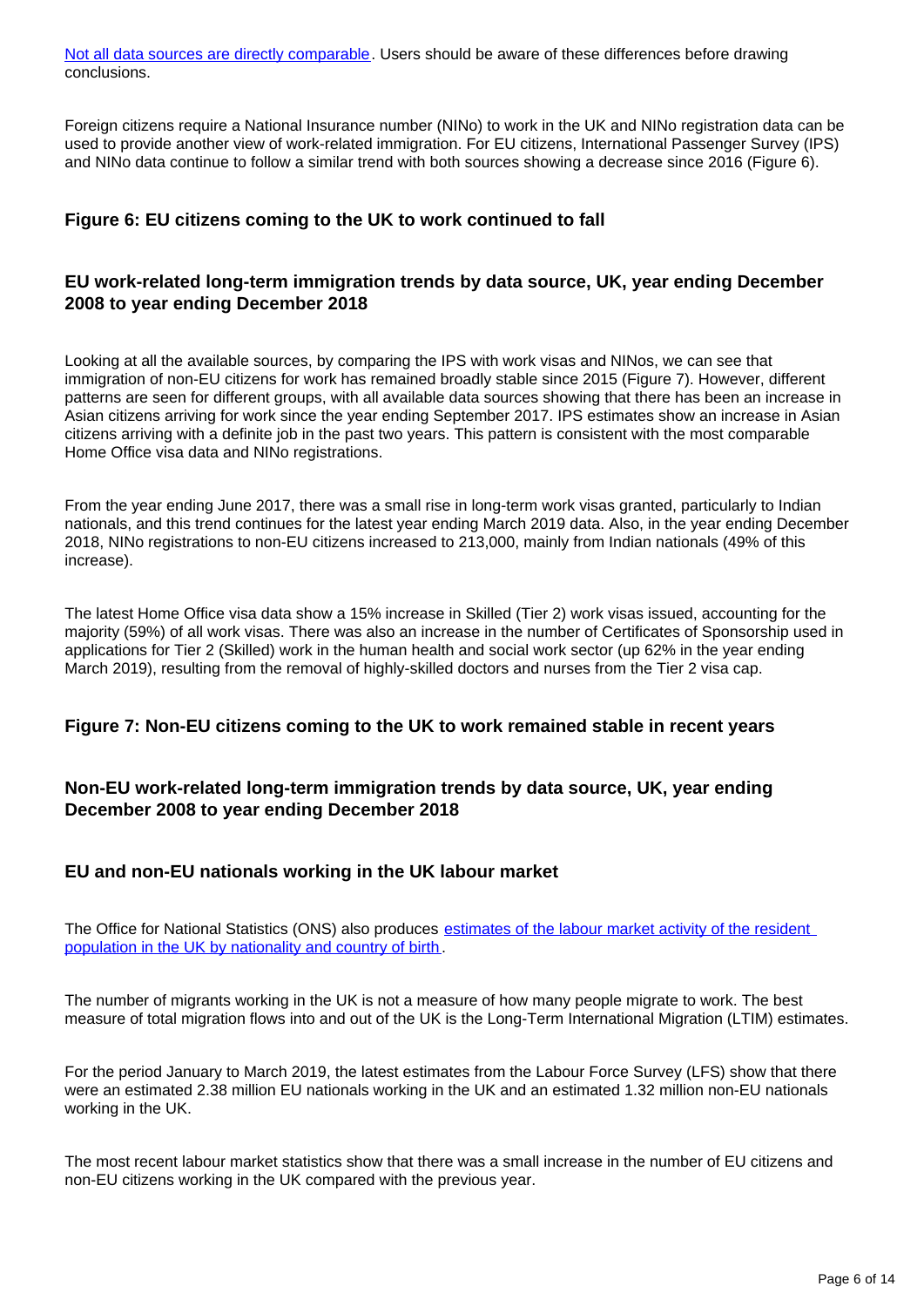[Not all data sources are directly comparable](). Users should be aware of these differences before drawing conclusions.

Foreign citizens require a National Insurance number (NINo) to work in the UK and NINo registration data can be used to provide another view of work-related immigration. For EU citizens, International Passenger Survey (IPS) and NINo data continue to follow a similar trend with both sources showing a decrease since 2016 (Figure 6).

### Figure 6: EU citizens coming to the UK to work continued to fall

### EU work-related long-term immigration trends by data source, UK, year ending December 2008 to year ending December 2018

Looking at all the available sources, by comparing the IPS with work visas and NINos, we can see that immigration of non-EU citizens for work has remained broadly stable since 2015 (Figure 7). However, different patterns are seen for different groups, with all available data sources showing that there has been an increase in Asian citizens arriving for work since the year ending September 2017. IPS estimates show an increase in Asian citizens arriving with a definite job in the past two years. This pattern is consistent with the most comparable Home Office visa data and NINo registrations.

From the year ending June 2017, there was a small rise in long-term work visas granted, particularly to Indian nationals, and this trend continues for the latest year ending March 2019 data. Also, in the year ending December 2018, NINo registrations to non-EU citizens increased to 213,000, mainly from Indian nationals (49% of this increase).

The latest Home Office visa data show a 15% increase in Skilled (Tier 2) work visas issued, accounting for the majority (59%) of all work visas. There was also an increase in the number of Certificates of Sponsorship used in applications for Tier 2 (Skilled) work in the human health and social work sector (up 62% in the year ending March 2019), resulting from the removal of highly-skilled doctors and nurses from the Tier 2 visa cap.

### Figure 7: Non-EU citizens coming to the UK to work remained stable in recent years

### Non-EU work-related long-term immigration trends by data source, UK, year ending December 2008 to year ending December 2018

### EU and non-EU nationals working in the UK labour market

The Office for National Statistics (ONS) also produces [estimates of the labour market activity of the resident population in the UK by nationality and country of birth]().

The number of migrants working in the UK is not a measure of how many people migrate to work. The best measure of total migration flows into and out of the UK is the Long-Term International Migration (LTIM) estimates.

For the period January to March 2019, the latest estimates from the Labour Force Survey (LFS) show that there were an estimated 2.38 million EU nationals working in the UK and an estimated 1.32 million non-EU nationals working in the UK.

The most recent labour market statistics show that there was a small increase in the number of EU citizens and non-EU citizens working in the UK compared with the previous year.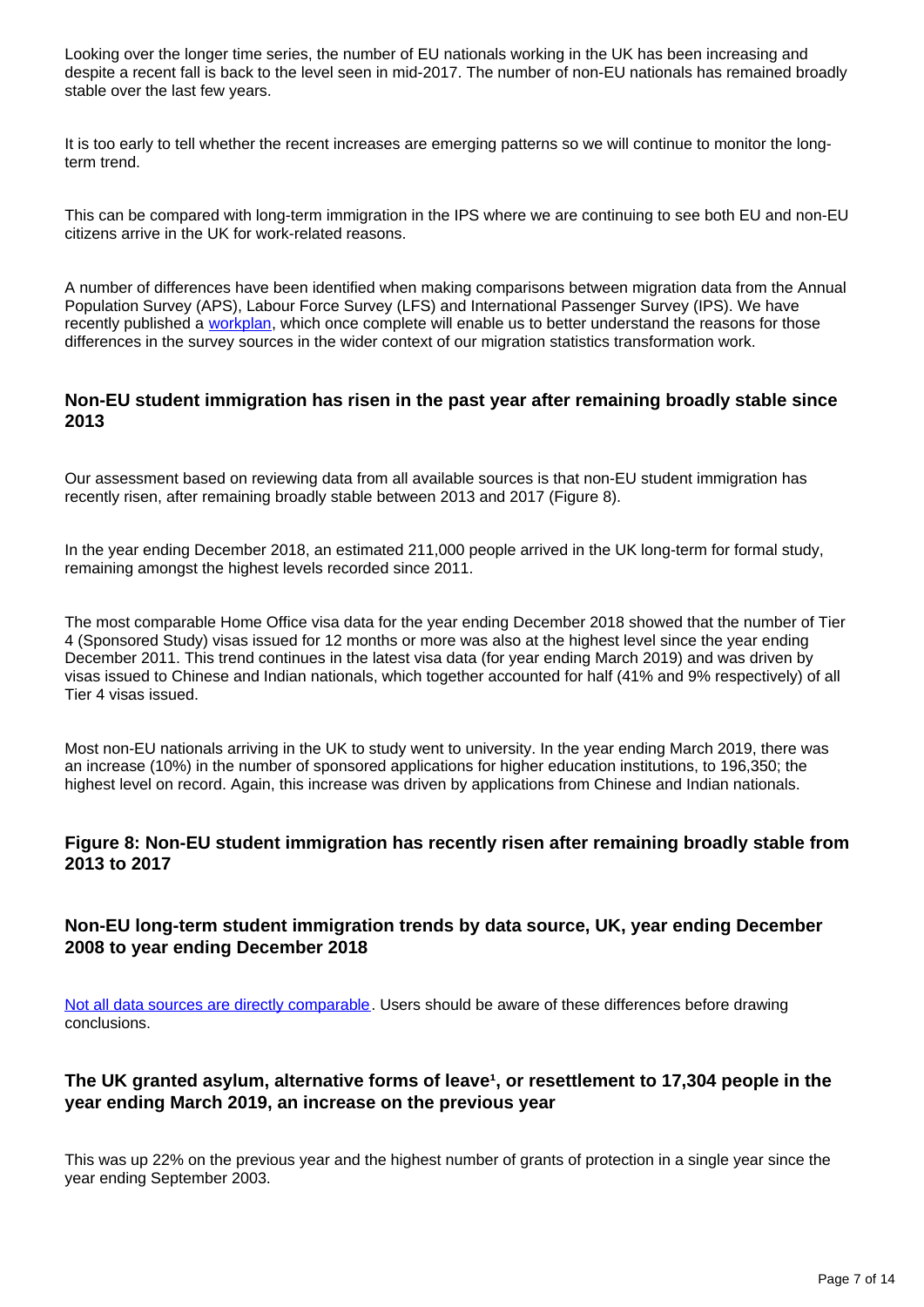Looking over the longer time series, the number of EU nationals working in the UK has been increasing and despite a recent fall is back to the level seen in mid-2017. The number of non-EU nationals has remained broadly stable over the last few years.

It is too early to tell whether the recent increases are emerging patterns so we will continue to monitor the long-term trend.

This can be compared with long-term immigration in the IPS where we are continuing to see both EU and non-EU citizens arrive in the UK for work-related reasons.

A number of differences have been identified when making comparisons between migration data from the Annual Population Survey (APS), Labour Force Survey (LFS) and International Passenger Survey (IPS). We have recently published a workplan, which once complete will enable us to better understand the reasons for those differences in the survey sources in the wider context of our migration statistics transformation work.

### Non-EU student immigration has risen in the past year after remaining broadly stable since 2013

Our assessment based on reviewing data from all available sources is that non-EU student immigration has recently risen, after remaining broadly stable between 2013 and 2017 (Figure 8).

In the year ending December 2018, an estimated 211,000 people arrived in the UK long-term for formal study, remaining amongst the highest levels recorded since 2011.

The most comparable Home Office visa data for the year ending December 2018 showed that the number of Tier 4 (Sponsored Study) visas issued for 12 months or more was also at the highest level since the year ending December 2011. This trend continues in the latest visa data (for year ending March 2019) and was driven by visas issued to Chinese and Indian nationals, which together accounted for half (41% and 9% respectively) of all Tier 4 visas issued.

Most non-EU nationals arriving in the UK to study went to university. In the year ending March 2019, there was an increase (10%) in the number of sponsored applications for higher education institutions, to 196,350; the highest level on record. Again, this increase was driven by applications from Chinese and Indian nationals.

### Figure 8: Non-EU student immigration has recently risen after remaining broadly stable from 2013 to 2017

### Non-EU long-term student immigration trends by data source, UK, year ending December 2008 to year ending December 2018

Not all data sources are directly comparable. Users should be aware of these differences before drawing conclusions.

### The UK granted asylum, alternative forms of leave[1], or resettlement to 17,304 people in the year ending March 2019, an increase on the previous year

This was up 22% on the previous year and the highest number of grants of protection in a single year since the year ending September 2003.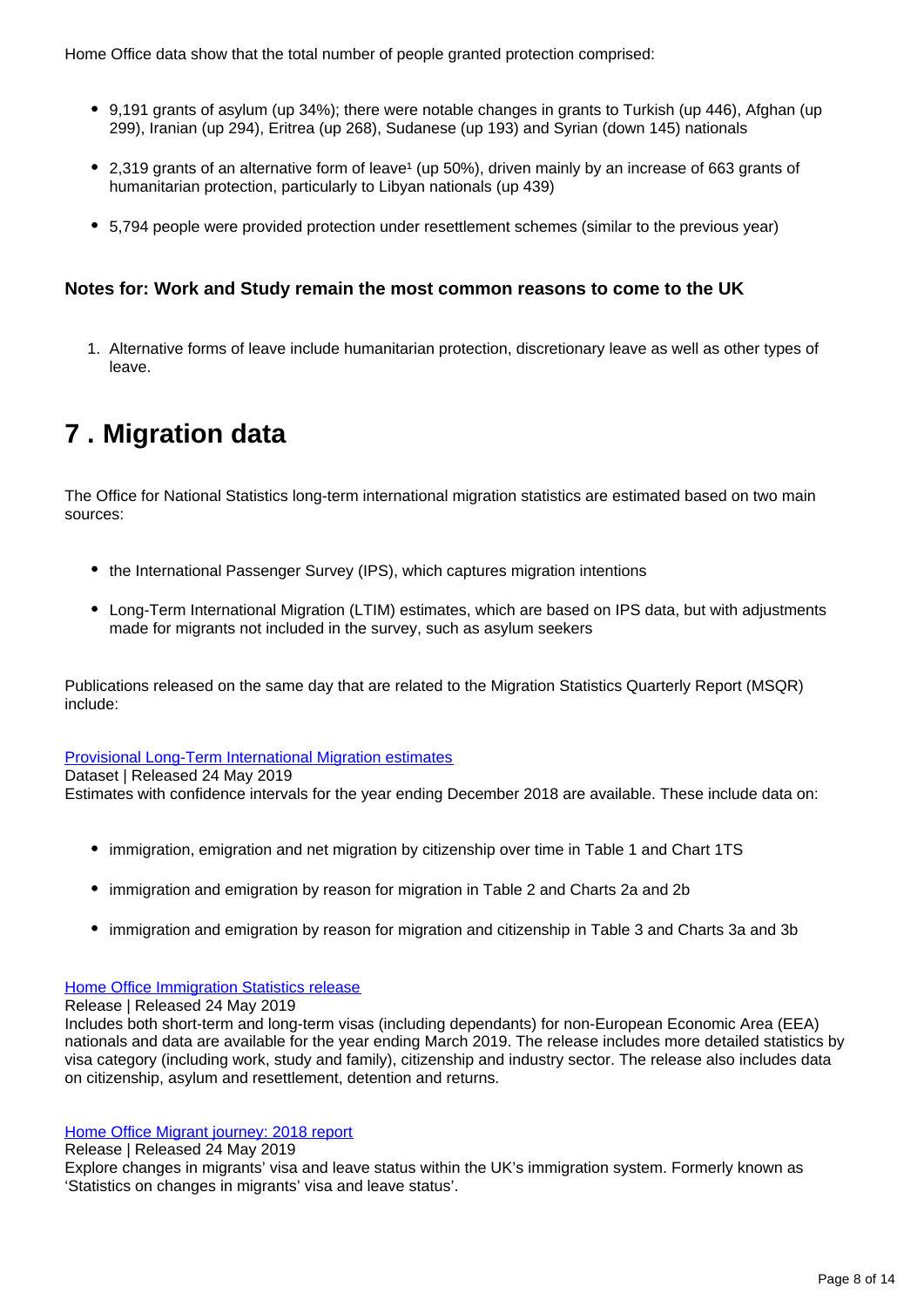Home Office data show that the total number of people granted protection comprised:

- 9,191 grants of asylum (up 34%); there were notable changes in grants to Turkish (up 446), Afghan (up 299), Iranian (up 294), Eritrea (up 268), Sudanese (up 193) and Syrian (down 145) nationals
- 2,319 grants of an alternative form of leave[1] (up 50%), driven mainly by an increase of 663 grants of humanitarian protection, particularly to Libyan nationals (up 439)
- 5,794 people were provided protection under resettlement schemes (similar to the previous year)

### Notes for: Work and Study remain the most common reasons to come to the UK

1. Alternative forms of leave include humanitarian protection, discretionary leave as well as other types of leave.

## 7 . Migration data

The Office for National Statistics long-term international migration statistics are estimated based on two main sources:

- the International Passenger Survey (IPS), which captures migration intentions
- Long-Term International Migration (LTIM) estimates, which are based on IPS data, but with adjustments made for migrants not included in the survey, such as asylum seekers

Publications released on the same day that are related to the Migration Statistics Quarterly Report (MSQR) include:

Provisional Long-Term International Migration estimates
Dataset | Released 24 May 2019
Estimates with confidence intervals for the year ending December 2018 are available. These include data on:

- immigration, emigration and net migration by citizenship over time in Table 1 and Chart 1TS
- immigration and emigration by reason for migration in Table 2 and Charts 2a and 2b
- immigration and emigration by reason for migration and citizenship in Table 3 and Charts 3a and 3b

Home Office Immigration Statistics release
Release | Released 24 May 2019
Includes both short-term and long-term visas (including dependants) for non-European Economic Area (EEA) nationals and data are available for the year ending March 2019. The release includes more detailed statistics by visa category (including work, study and family), citizenship and industry sector. The release also includes data on citizenship, asylum and resettlement, detention and returns.

Home Office Migrant journey: 2018 report
Release | Released 24 May 2019
Explore changes in migrants' visa and leave status within the UK's immigration system. Formerly known as 'Statistics on changes in migrants' visa and leave status'.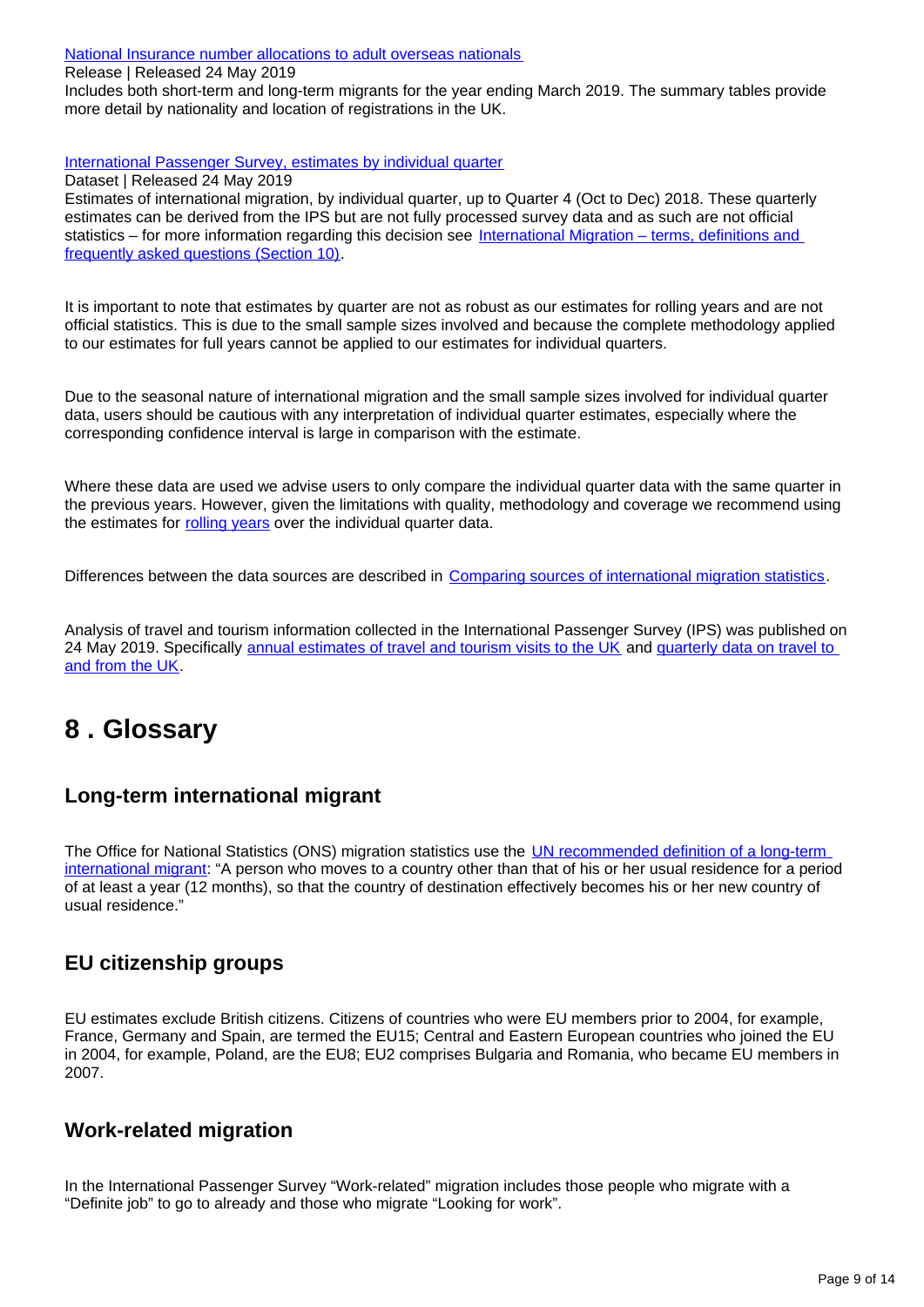[National Insurance number allocations to adult overseas nationals](#)
Release | Released 24 May 2019
Includes both short-term and long-term migrants for the year ending March 2019. The summary tables provide more detail by nationality and location of registrations in the UK.

[International Passenger Survey, estimates by individual quarter](#)
Dataset | Released 24 May 2019
Estimates of international migration, by individual quarter, up to Quarter 4 (Oct to Dec) 2018. These quarterly estimates can be derived from the IPS but are not fully processed survey data and as such are not official statistics – for more information regarding this decision see [International Migration – terms, definitions and frequently asked questions (Section 10)](#).

It is important to note that estimates by quarter are not as robust as our estimates for rolling years and are not official statistics. This is due to the small sample sizes involved and because the complete methodology applied to our estimates for full years cannot be applied to our estimates for individual quarters.

Due to the seasonal nature of international migration and the small sample sizes involved for individual quarter data, users should be cautious with any interpretation of individual quarter estimates, especially where the corresponding confidence interval is large in comparison with the estimate.

Where these data are used we advise users to only compare the individual quarter data with the same quarter in the previous years. However, given the limitations with quality, methodology and coverage we recommend using the estimates for [rolling years](#) over the individual quarter data.

Differences between the data sources are described in [Comparing sources of international migration statistics](#).

Analysis of travel and tourism information collected in the International Passenger Survey (IPS) was published on 24 May 2019. Specifically [annual estimates of travel and tourism visits to the UK](#) and [quarterly data on travel to and from the UK](#).

# 8 . Glossary

## Long-term international migrant

The Office for National Statistics (ONS) migration statistics use the [UN recommended definition of a long-term international migrant](#): "A person who moves to a country other than that of his or her usual residence for a period of at least a year (12 months), so that the country of destination effectively becomes his or her new country of usual residence."

## EU citizenship groups

EU estimates exclude British citizens. Citizens of countries who were EU members prior to 2004, for example, France, Germany and Spain, are termed the EU15; Central and Eastern European countries who joined the EU in 2004, for example, Poland, are the EU8; EU2 comprises Bulgaria and Romania, who became EU members in 2007.

## Work-related migration

In the International Passenger Survey "Work-related" migration includes those people who migrate with a "Definite job" to go to already and those who migrate "Looking for work".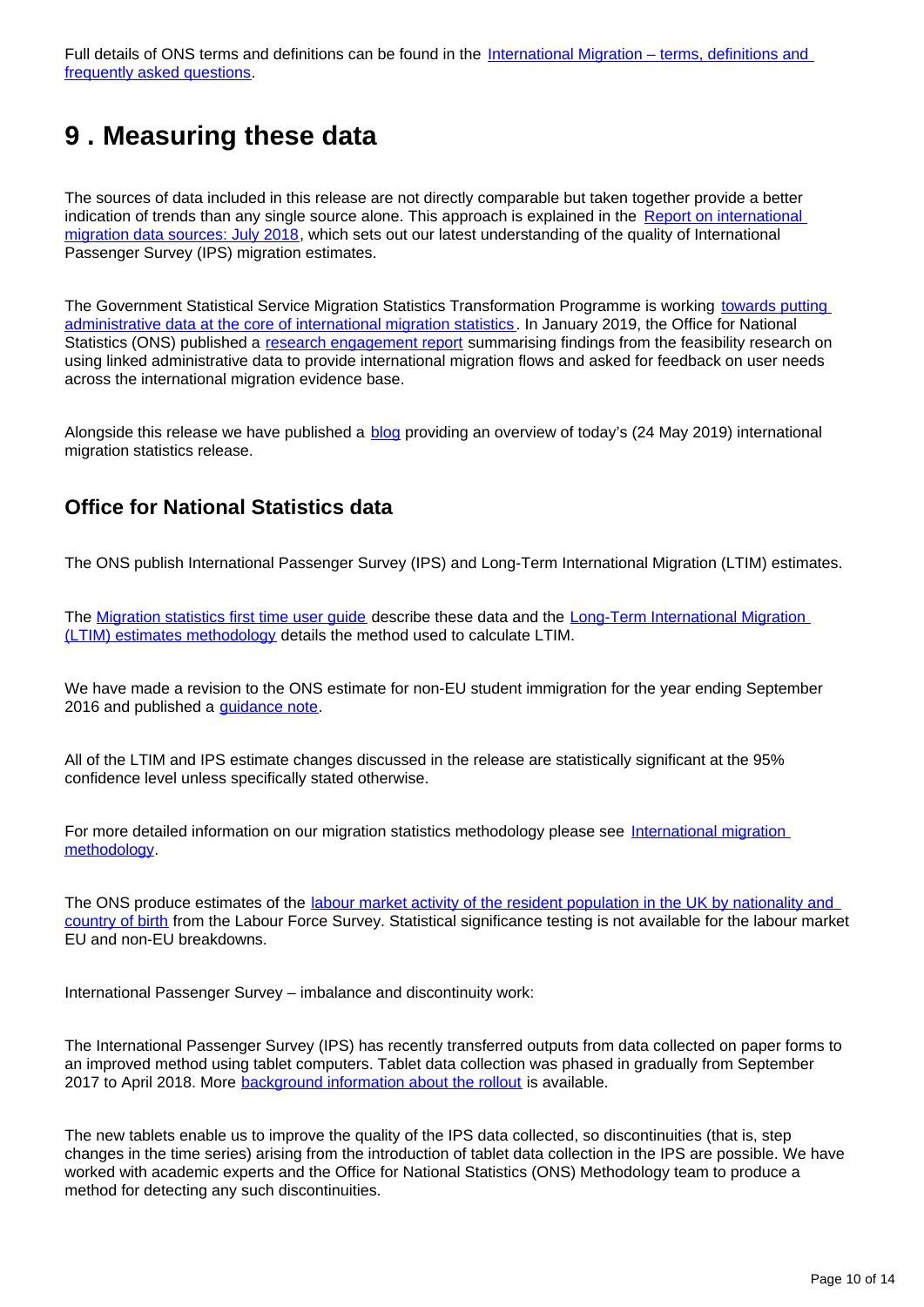Full details of ONS terms and definitions can be found in the International Migration – terms, definitions and frequently asked questions.

## 9 . Measuring these data

The sources of data included in this release are not directly comparable but taken together provide a better indication of trends than any single source alone. This approach is explained in the Report on international migration data sources: July 2018, which sets out our latest understanding of the quality of International Passenger Survey (IPS) migration estimates.

The Government Statistical Service Migration Statistics Transformation Programme is working towards putting administrative data at the core of international migration statistics. In January 2019, the Office for National Statistics (ONS) published a research engagement report summarising findings from the feasibility research on using linked administrative data to provide international migration flows and asked for feedback on user needs across the international migration evidence base.

Alongside this release we have published a blog providing an overview of today's (24 May 2019) international migration statistics release.

### Office for National Statistics data

The ONS publish International Passenger Survey (IPS) and Long-Term International Migration (LTIM) estimates.

The Migration statistics first time user guide describe these data and the Long-Term International Migration (LTIM) estimates methodology details the method used to calculate LTIM.

We have made a revision to the ONS estimate for non-EU student immigration for the year ending September 2016 and published a guidance note.

All of the LTIM and IPS estimate changes discussed in the release are statistically significant at the 95% confidence level unless specifically stated otherwise.

For more detailed information on our migration statistics methodology please see International migration methodology.

The ONS produce estimates of the labour market activity of the resident population in the UK by nationality and country of birth from the Labour Force Survey. Statistical significance testing is not available for the labour market EU and non-EU breakdowns.

International Passenger Survey – imbalance and discontinuity work:

The International Passenger Survey (IPS) has recently transferred outputs from data collected on paper forms to an improved method using tablet computers. Tablet data collection was phased in gradually from September 2017 to April 2018. More background information about the rollout is available.

The new tablets enable us to improve the quality of the IPS data collected, so discontinuities (that is, step changes in the time series) arising from the introduction of tablet data collection in the IPS are possible. We have worked with academic experts and the Office for National Statistics (ONS) Methodology team to produce a method for detecting any such discontinuities.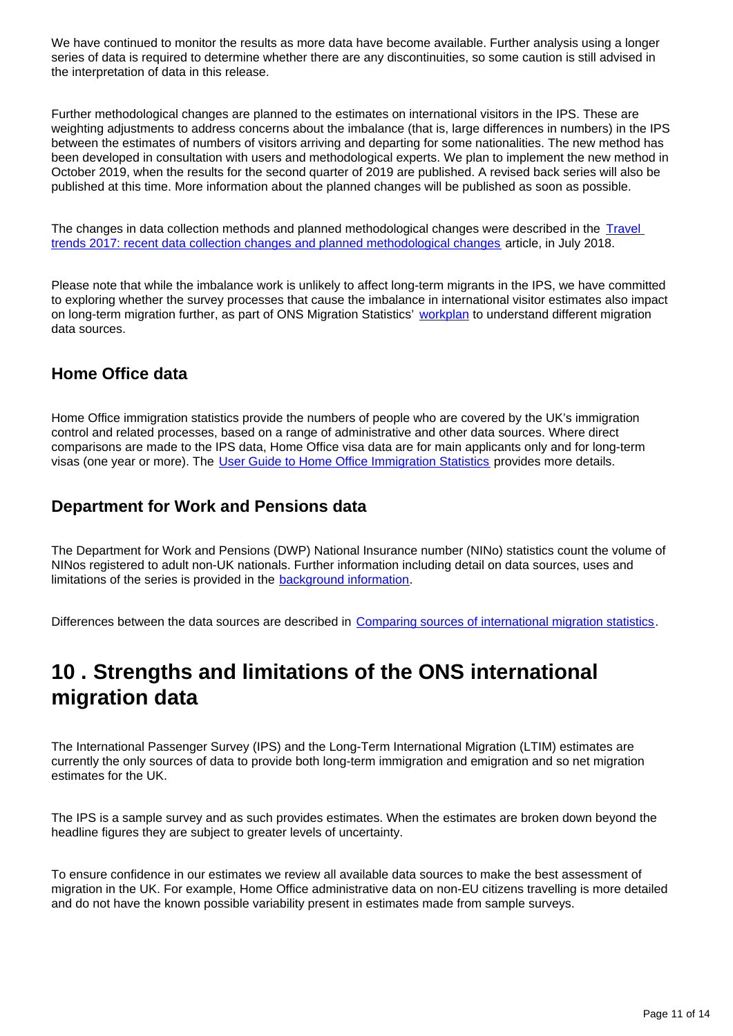We have continued to monitor the results as more data have become available. Further analysis using a longer series of data is required to determine whether there are any discontinuities, so some caution is still advised in the interpretation of data in this release.

Further methodological changes are planned to the estimates on international visitors in the IPS. These are weighting adjustments to address concerns about the imbalance (that is, large differences in numbers) in the IPS between the estimates of numbers of visitors arriving and departing for some nationalities. The new method has been developed in consultation with users and methodological experts. We plan to implement the new method in October 2019, when the results for the second quarter of 2019 are published. A revised back series will also be published at this time. More information about the planned changes will be published as soon as possible.

The changes in data collection methods and planned methodological changes were described in the [Travel trends 2017: recent data collection changes and planned methodological changes]() article, in July 2018.

Please note that while the imbalance work is unlikely to affect long-term migrants in the IPS, we have committed to exploring whether the survey processes that cause the imbalance in international visitor estimates also impact on long-term migration further, as part of ONS Migration Statistics' [workplan]() to understand different migration data sources.

### Home Office data

Home Office immigration statistics provide the numbers of people who are covered by the UK's immigration control and related processes, based on a range of administrative and other data sources. Where direct comparisons are made to the IPS data, Home Office visa data are for main applicants only and for long-term visas (one year or more). The [User Guide to Home Office Immigration Statistics]() provides more details.

### Department for Work and Pensions data

The Department for Work and Pensions (DWP) National Insurance number (NINo) statistics count the volume of NINos registered to adult non-UK nationals. Further information including detail on data sources, uses and limitations of the series is provided in the [background information]().

Differences between the data sources are described in [Comparing sources of international migration statistics]().

## 10 . Strengths and limitations of the ONS international migration data

The International Passenger Survey (IPS) and the Long-Term International Migration (LTIM) estimates are currently the only sources of data to provide both long-term immigration and emigration and so net migration estimates for the UK.

The IPS is a sample survey and as such provides estimates. When the estimates are broken down beyond the headline figures they are subject to greater levels of uncertainty.

To ensure confidence in our estimates we review all available data sources to make the best assessment of migration in the UK. For example, Home Office administrative data on non-EU citizens travelling is more detailed and do not have the known possible variability present in estimates made from sample surveys.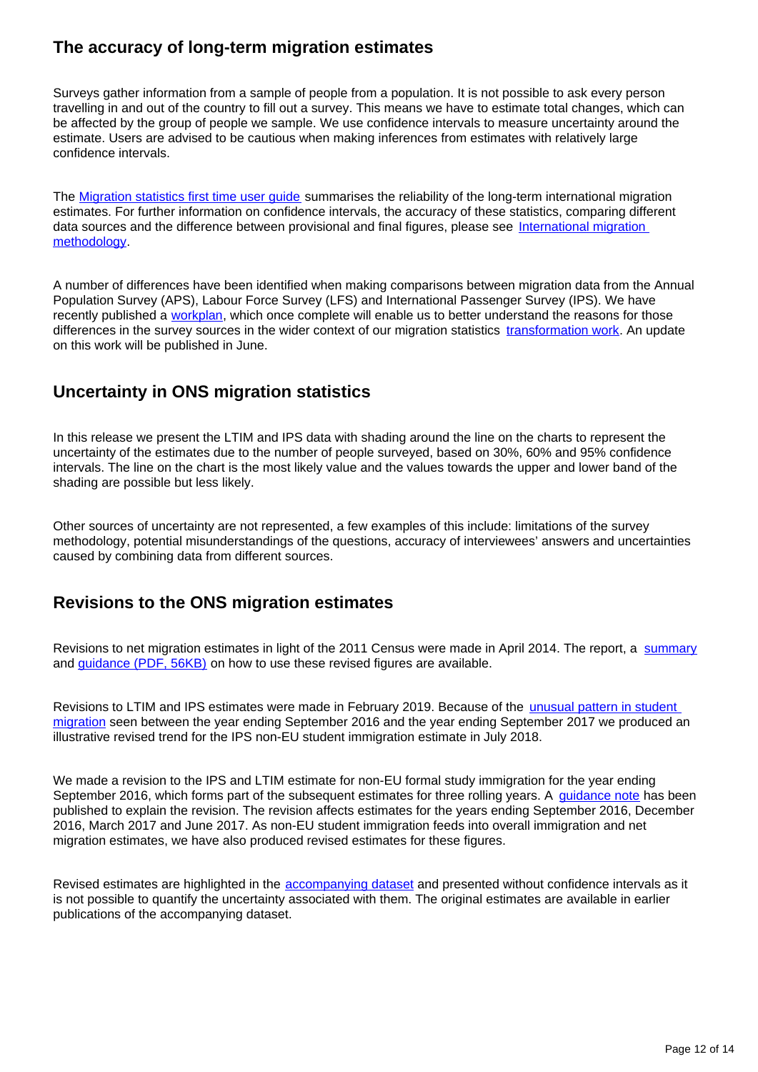## The accuracy of long-term migration estimates

Surveys gather information from a sample of people from a population. It is not possible to ask every person travelling in and out of the country to fill out a survey. This means we have to estimate total changes, which can be affected by the group of people we sample. We use confidence intervals to measure uncertainty around the estimate. Users are advised to be cautious when making inferences from estimates with relatively large confidence intervals.

The Migration statistics first time user guide summarises the reliability of the long-term international migration estimates. For further information on confidence intervals, the accuracy of these statistics, comparing different data sources and the difference between provisional and final figures, please see International migration methodology.

A number of differences have been identified when making comparisons between migration data from the Annual Population Survey (APS), Labour Force Survey (LFS) and International Passenger Survey (IPS). We have recently published a workplan, which once complete will enable us to better understand the reasons for those differences in the survey sources in the wider context of our migration statistics transformation work. An update on this work will be published in June.

## Uncertainty in ONS migration statistics

In this release we present the LTIM and IPS data with shading around the line on the charts to represent the uncertainty of the estimates due to the number of people surveyed, based on 30%, 60% and 95% confidence intervals. The line on the chart is the most likely value and the values towards the upper and lower band of the shading are possible but less likely.

Other sources of uncertainty are not represented, a few examples of this include: limitations of the survey methodology, potential misunderstandings of the questions, accuracy of interviewees' answers and uncertainties caused by combining data from different sources.

## Revisions to the ONS migration estimates

Revisions to net migration estimates in light of the 2011 Census were made in April 2014. The report, a summary and guidance (PDF, 56KB) on how to use these revised figures are available.

Revisions to LTIM and IPS estimates were made in February 2019. Because of the unusual pattern in student migration seen between the year ending September 2016 and the year ending September 2017 we produced an illustrative revised trend for the IPS non-EU student immigration estimate in July 2018.

We made a revision to the IPS and LTIM estimate for non-EU formal study immigration for the year ending September 2016, which forms part of the subsequent estimates for three rolling years. A guidance note has been published to explain the revision. The revision affects estimates for the years ending September 2016, December 2016, March 2017 and June 2017. As non-EU student immigration feeds into overall immigration and net migration estimates, we have also produced revised estimates for these figures.

Revised estimates are highlighted in the accompanying dataset and presented without confidence intervals as it is not possible to quantify the uncertainty associated with them. The original estimates are available in earlier publications of the accompanying dataset.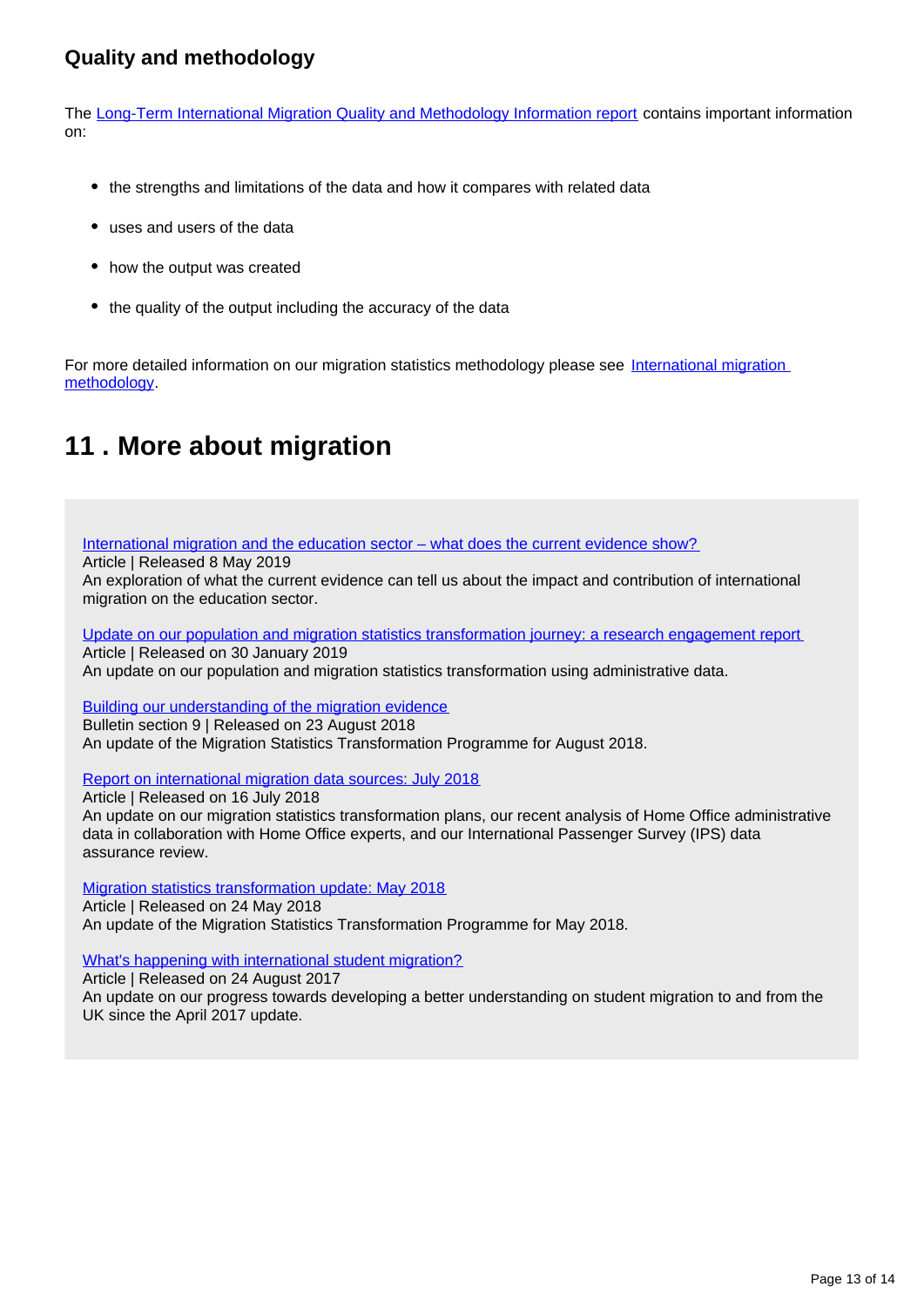### Quality and methodology

The [Long-Term International Migration Quality and Methodology Information report]() contains important information on:

- the strengths and limitations of the data and how it compares with related data
- uses and users of the data
- how the output was created
- the quality of the output including the accuracy of the data

For more detailed information on our migration statistics methodology please see [International migration methodology]().

## 11 . More about migration

[International migration and the education sector – what does the current evidence show?]()
Article | Released 8 May 2019
An exploration of what the current evidence can tell us about the impact and contribution of international migration on the education sector.

[Update on our population and migration statistics transformation journey: a research engagement report]()
Article | Released on 30 January 2019
An update on our population and migration statistics transformation using administrative data.

[Building our understanding of the migration evidence]()
Bulletin section 9 | Released on 23 August 2018
An update of the Migration Statistics Transformation Programme for August 2018.

[Report on international migration data sources: July 2018]()
Article | Released on 16 July 2018
An update on our migration statistics transformation plans, our recent analysis of Home Office administrative data in collaboration with Home Office experts, and our International Passenger Survey (IPS) data assurance review.

[Migration statistics transformation update: May 2018]()
Article | Released on 24 May 2018
An update of the Migration Statistics Transformation Programme for May 2018.

[What's happening with international student migration?]()
Article | Released on 24 August 2017
An update on our progress towards developing a better understanding on student migration to and from the UK since the April 2017 update.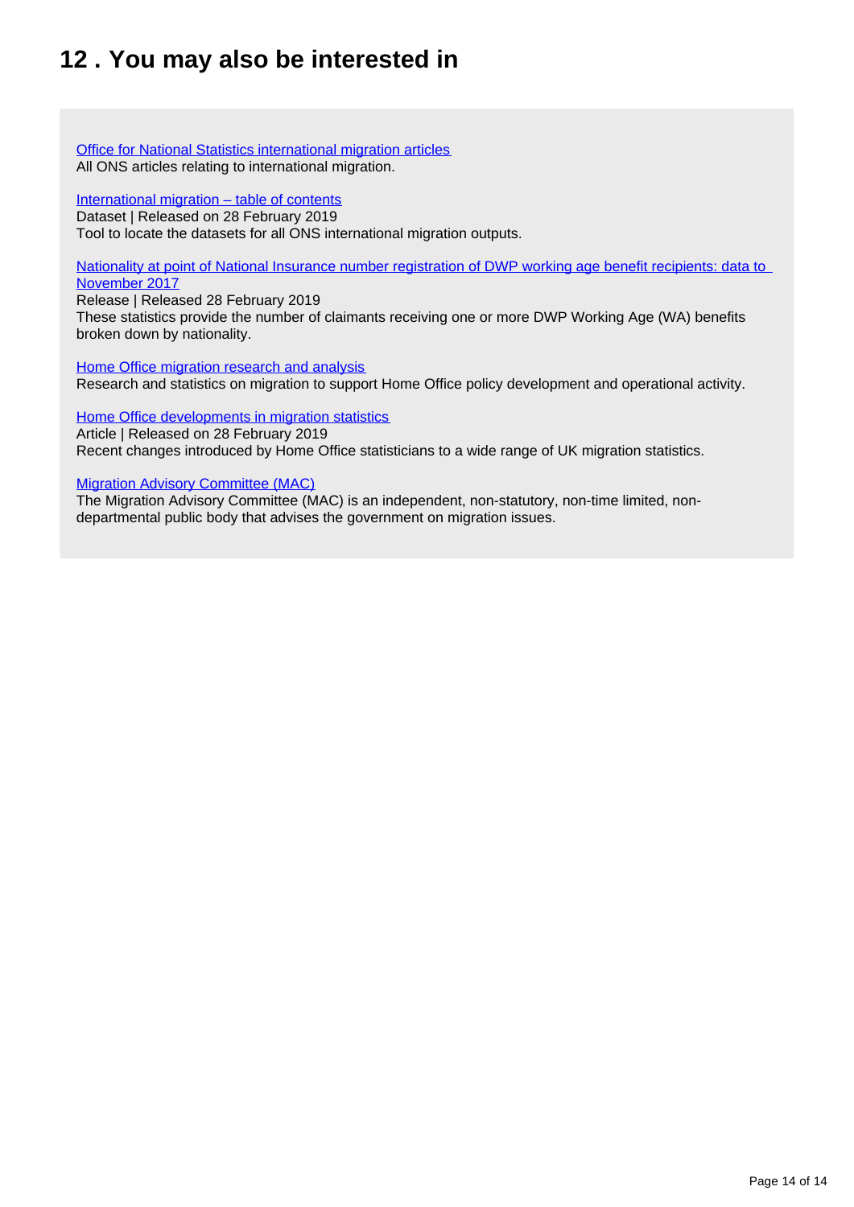## 12 . You may also be interested in

[Office for National Statistics international migration articles](#)
All ONS articles relating to international migration.

[International migration – table of contents](#)
Dataset | Released on 28 February 2019
Tool to locate the datasets for all ONS international migration outputs.

[Nationality at point of National Insurance number registration of DWP working age benefit recipients: data to November 2017](#)
Release | Released 28 February 2019
These statistics provide the number of claimants receiving one or more DWP Working Age (WA) benefits broken down by nationality.

[Home Office migration research and analysis](#)
Research and statistics on migration to support Home Office policy development and operational activity.

[Home Office developments in migration statistics](#)
Article | Released on 28 February 2019
Recent changes introduced by Home Office statisticians to a wide range of UK migration statistics.

[Migration Advisory Committee (MAC)](#)
The Migration Advisory Committee (MAC) is an independent, non-statutory, non-time limited, non-departmental public body that advises the government on migration issues.